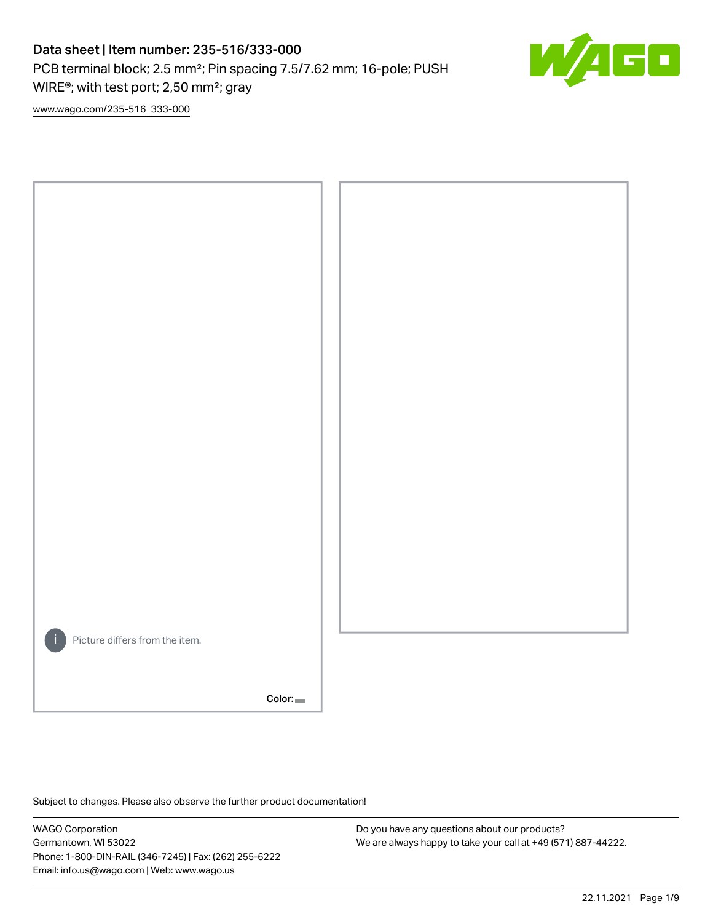# Data sheet | Item number: 235-516/333-000

PCB terminal block; 2.5 mm²; Pin spacing 7.5/7.62 mm; 16-pole; PUSH WIRE®; with test port; 2,50 mm²; gray

www.wago.com/235-516_333-000

Picture differs from the item.

Color:

Subject to changes. Please also observe the further product documentation!

WAGO Corporation
Germantown, WI 53022
Phone: 1-800-DIN-RAIL (346-7245) | Fax: (262) 255-6222
Email: info.us@wago.com | Web: www.wago.us

Do you have any questions about our products?
We are always happy to take your call at +49 (571) 887-44222.

22.11.2021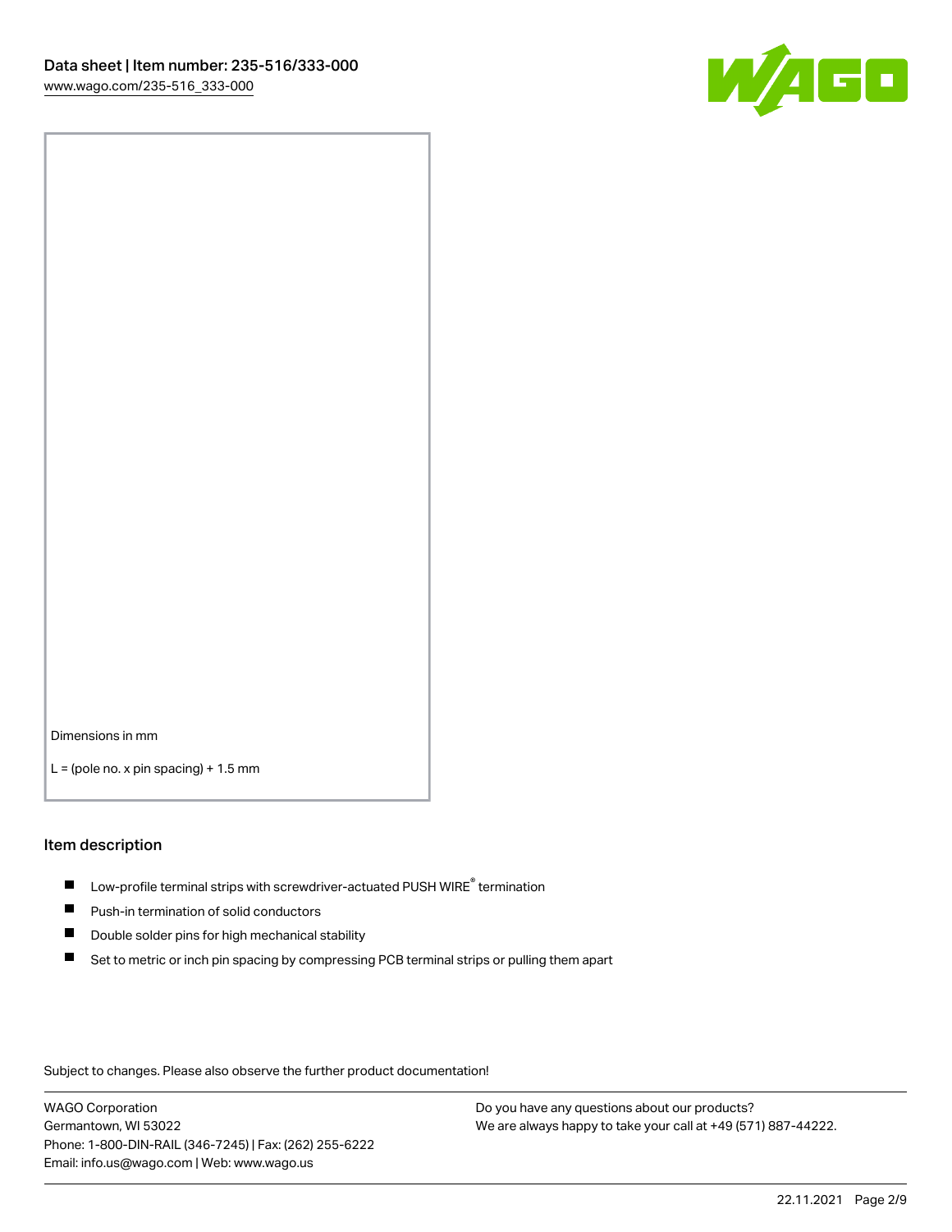Dimensions in mm

L = (pole no. x pin spacing) + 1.5 mm

## Item description

- Low-profile terminal strips with screwdriver-actuated PUSH WIRE® termination
- Push-in termination of solid conductors
- Double solder pins for high mechanical stability
- Set to metric or inch pin spacing by compressing PCB terminal strips or pulling them apart

Subject to changes. Please also observe the further product documentation!

WAGO Corporation
Germantown, WI 53022
Phone: 1-800-DIN-RAIL (346-7245) | Fax: (262) 255-6222
Email: info.us@wago.com | Web: www.wago.us

Do you have any questions about our products?
We are always happy to take your call at +49 (571) 887-44222.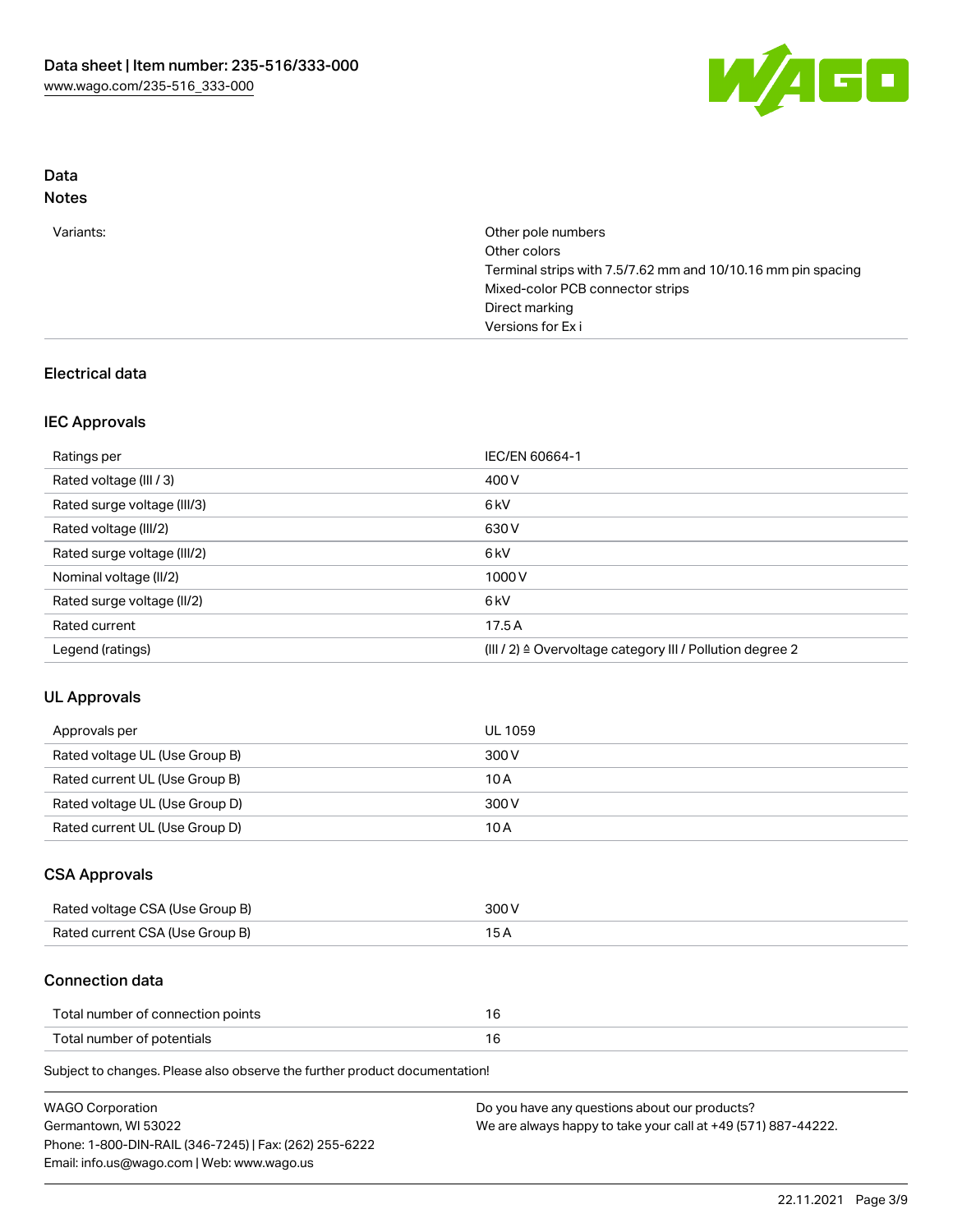## Data
### Notes

| | |
|---|---|
| Variants: | Other pole numbers<br>Other colors<br>Terminal strips with 7.5/7.62 mm and 10/10.16 mm pin spacing<br>Mixed-color PCB connector strips<br>Direct marking<br>Versions for Ex i |

## Electrical data

### IEC Approvals

| | |
|---|---|
| Ratings per | IEC/EN 60664-1 |
| Rated voltage (III / 3) | 400 V |
| Rated surge voltage (III/3) | 6 kV |
| Rated voltage (III/2) | 630 V |
| Rated surge voltage (III/2) | 6 kV |
| Nominal voltage (II/2) | 1000 V |
| Rated surge voltage (II/2) | 6 kV |
| Rated current | 17.5 A |
| Legend (ratings) | (III / 2) ≙ Overvoltage category III / Pollution degree 2 |

### UL Approvals

| | |
|---|---|
| Approvals per | UL 1059 |
| Rated voltage UL (Use Group B) | 300 V |
| Rated current UL (Use Group B) | 10 A |
| Rated voltage UL (Use Group D) | 300 V |
| Rated current UL (Use Group D) | 10 A |

### CSA Approvals

| | |
|---|---|
| Rated voltage CSA (Use Group B) | 300 V |
| Rated current CSA (Use Group B) | 15 A |

### Connection data

| | |
|---|---|
| Total number of connection points | 16 |
| Total number of potentials | 16 |

Subject to changes. Please also observe the further product documentation!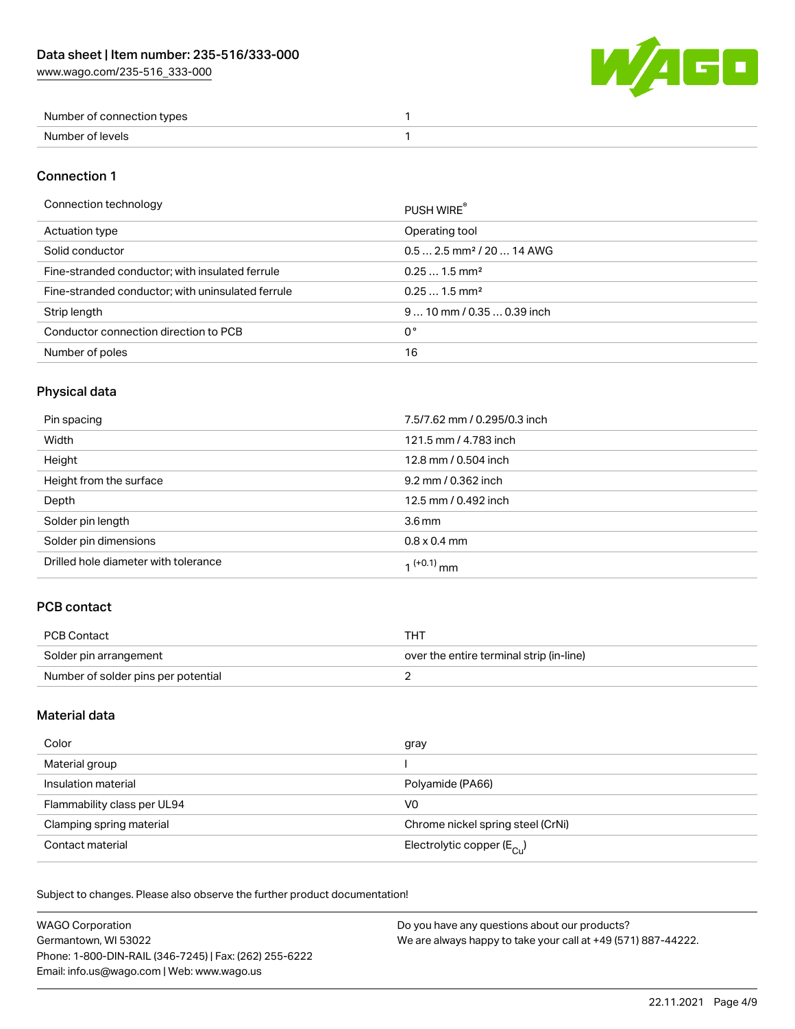| | |
|---|---|
| Number of connection types | 1 |
| Number of levels | 1 |

## Connection 1

| | |
|---|---|
| Connection technology | PUSH WIRE® |
| Actuation type | Operating tool |
| Solid conductor | 0.5 … 2.5 mm² / 20 … 14 AWG |
| Fine-stranded conductor; with insulated ferrule | 0.25 … 1.5 mm² |
| Fine-stranded conductor; with uninsulated ferrule | 0.25 … 1.5 mm² |
| Strip length | 9 … 10 mm / 0.35 … 0.39 inch |
| Conductor connection direction to PCB | 0 ° |
| Number of poles | 16 |

## Physical data

| | |
|---|---|
| Pin spacing | 7.5/7.62 mm / 0.295/0.3 inch |
| Width | 121.5 mm / 4.783 inch |
| Height | 12.8 mm / 0.504 inch |
| Height from the surface | 9.2 mm / 0.362 inch |
| Depth | 12.5 mm / 0.492 inch |
| Solder pin length | 3.6 mm |
| Solder pin dimensions | 0.8 x 0.4 mm |
| Drilled hole diameter with tolerance | $1^{(+0.1)}$ mm |

## PCB contact

| | |
|---|---|
| PCB Contact | THT |
| Solder pin arrangement | over the entire terminal strip (in-line) |
| Number of solder pins per potential | 2 |

## Material data

| | |
|---|---|
| Color | gray |
| Material group | I |
| Insulation material | Polyamide (PA66) |
| Flammability class per UL94 | V0 |
| Clamping spring material | Chrome nickel spring steel (CrNi) |
| Contact material | Electrolytic copper ($E_{Cu}$) |

Subject to changes. Please also observe the further product documentation!

WAGO Corporation
Germantown, WI 53022
Phone: 1-800-DIN-RAIL (346-7245) | Fax: (262) 255-6222
Email: info.us@wago.com | Web: www.wago.us

Do you have any questions about our products?
We are always happy to take your call at +49 (571) 887-44222.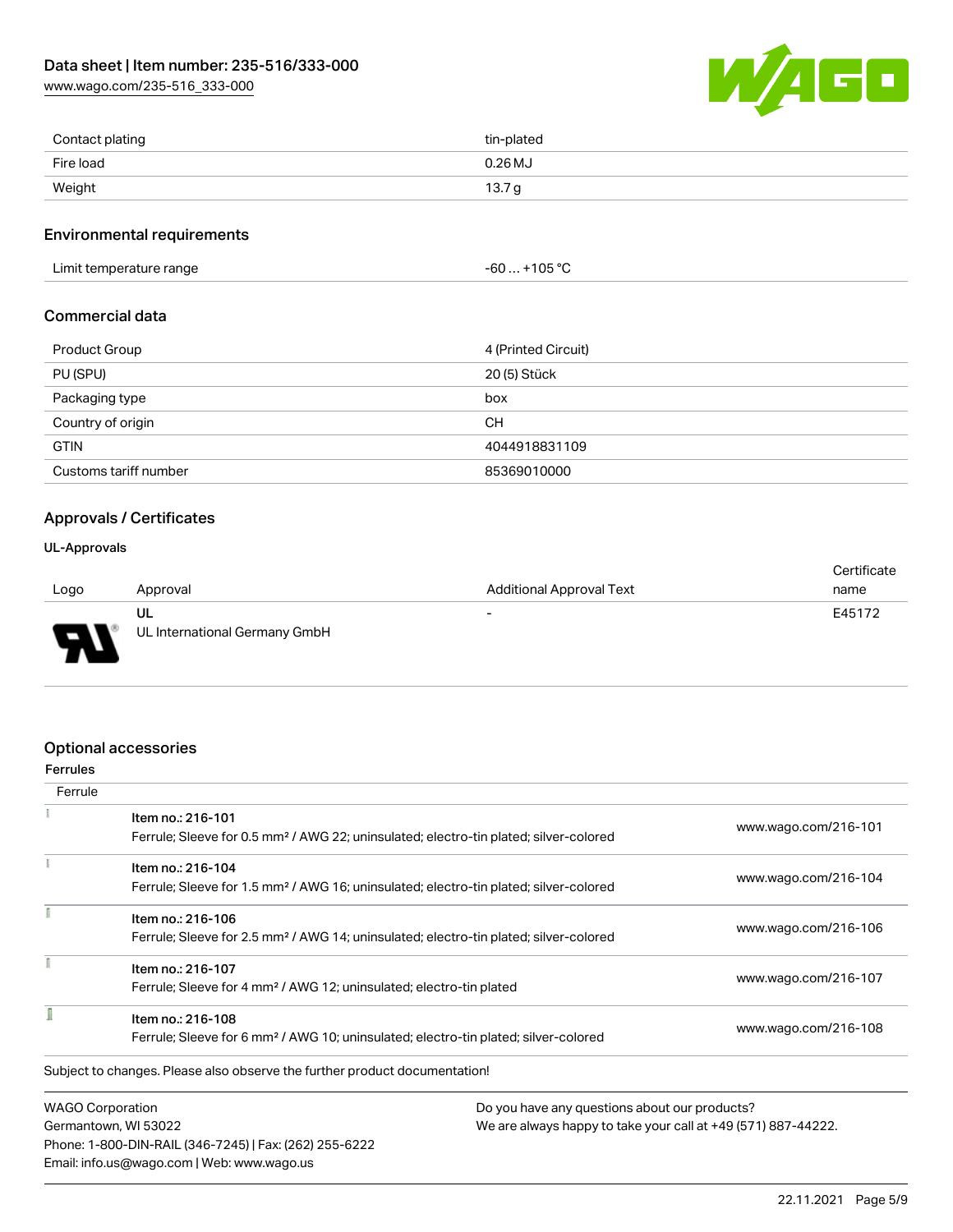| | |
|---|---|
| Contact plating | tin-plated |
| Fire load | 0.26 MJ |
| Weight | 13.7 g |

## Environmental requirements

| | |
|---|---|
| Limit temperature range | -60 … +105 °C |

## Commercial data

| | |
|---|---|
| Product Group | 4 (Printed Circuit) |
| PU (SPU) | 20 (5) Stück |
| Packaging type | box |
| Country of origin | CH |
| GTIN | 4044918831109 |
| Customs tariff number | 85369010000 |

## Approvals / Certificates

### UL-Approvals

| Logo | Approval | Additional Approval Text | Certificate name |
|---|---|---|---|
| | UL<br>UL International Germany GmbH | - | E45172 |

## Optional accessories

### Ferrules

| Ferrule | | |
|---|---|---|
| | Item no.: 216-101<br>Ferrule; Sleeve for 0.5 mm² / AWG 22; uninsulated; electro-tin plated; silver-colored | www.wago.com/216-101 |
| | Item no.: 216-104<br>Ferrule; Sleeve for 1.5 mm² / AWG 16; uninsulated; electro-tin plated; silver-colored | www.wago.com/216-104 |
| | Item no.: 216-106<br>Ferrule; Sleeve for 2.5 mm² / AWG 14; uninsulated; electro-tin plated; silver-colored | www.wago.com/216-106 |
| | Item no.: 216-107<br>Ferrule; Sleeve for 4 mm² / AWG 12; uninsulated; electro-tin plated | www.wago.com/216-107 |
| | Item no.: 216-108<br>Ferrule; Sleeve for 6 mm² / AWG 10; uninsulated; electro-tin plated; silver-colored | www.wago.com/216-108 |

Subject to changes. Please also observe the further product documentation!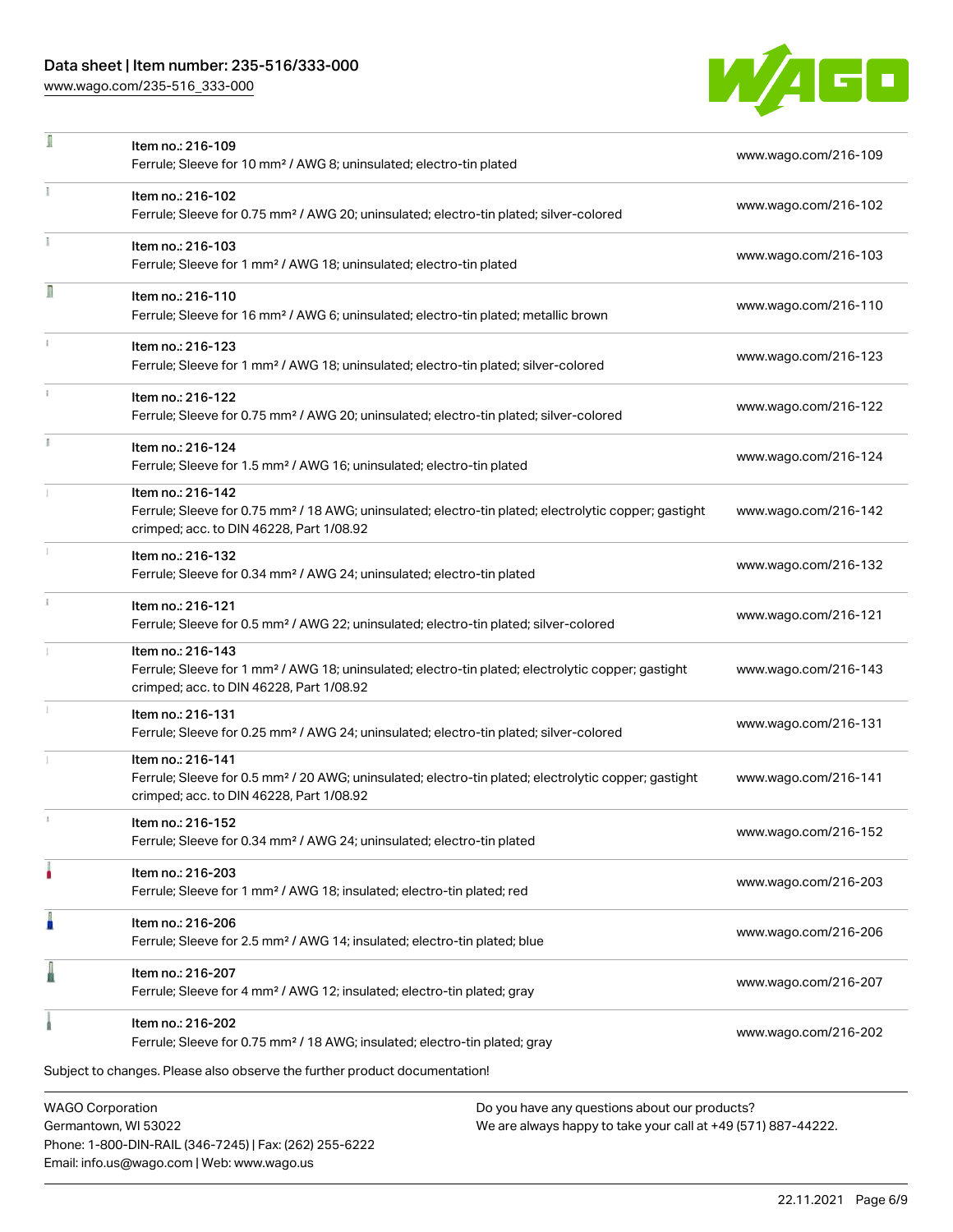| Item | Link |
| --- | --- |
| Item no.: 216-109<br>Ferrule; Sleeve for 10 mm² / AWG 8; uninsulated; electro-tin plated | www.wago.com/216-109 |
| Item no.: 216-102<br>Ferrule; Sleeve for 0.75 mm² / AWG 20; uninsulated; electro-tin plated; silver-colored | www.wago.com/216-102 |
| Item no.: 216-103<br>Ferrule; Sleeve for 1 mm² / AWG 18; uninsulated; electro-tin plated | www.wago.com/216-103 |
| Item no.: 216-110<br>Ferrule; Sleeve for 16 mm² / AWG 6; uninsulated; electro-tin plated; metallic brown | www.wago.com/216-110 |
| Item no.: 216-123<br>Ferrule; Sleeve for 1 mm² / AWG 18; uninsulated; electro-tin plated; silver-colored | www.wago.com/216-123 |
| Item no.: 216-122<br>Ferrule; Sleeve for 0.75 mm² / AWG 20; uninsulated; electro-tin plated; silver-colored | www.wago.com/216-122 |
| Item no.: 216-124<br>Ferrule; Sleeve for 1.5 mm² / AWG 16; uninsulated; electro-tin plated | www.wago.com/216-124 |
| Item no.: 216-142<br>Ferrule; Sleeve for 0.75 mm² / 18 AWG; uninsulated; electro-tin plated; electrolytic copper; gastight crimped; acc. to DIN 46228, Part 1/08.92 | www.wago.com/216-142 |
| Item no.: 216-132<br>Ferrule; Sleeve for 0.34 mm² / AWG 24; uninsulated; electro-tin plated | www.wago.com/216-132 |
| Item no.: 216-121<br>Ferrule; Sleeve for 0.5 mm² / AWG 22; uninsulated; electro-tin plated; silver-colored | www.wago.com/216-121 |
| Item no.: 216-143<br>Ferrule; Sleeve for 1 mm² / AWG 18; uninsulated; electro-tin plated; electrolytic copper; gastight crimped; acc. to DIN 46228, Part 1/08.92 | www.wago.com/216-143 |
| Item no.: 216-131<br>Ferrule; Sleeve for 0.25 mm² / AWG 24; uninsulated; electro-tin plated; silver-colored | www.wago.com/216-131 |
| Item no.: 216-141<br>Ferrule; Sleeve for 0.5 mm² / 20 AWG; uninsulated; electro-tin plated; electrolytic copper; gastight crimped; acc. to DIN 46228, Part 1/08.92 | www.wago.com/216-141 |
| Item no.: 216-152<br>Ferrule; Sleeve for 0.34 mm² / AWG 24; uninsulated; electro-tin plated | www.wago.com/216-152 |
| Item no.: 216-203<br>Ferrule; Sleeve for 1 mm² / AWG 18; insulated; electro-tin plated; red | www.wago.com/216-203 |
| Item no.: 216-206<br>Ferrule; Sleeve for 2.5 mm² / AWG 14; insulated; electro-tin plated; blue | www.wago.com/216-206 |
| Item no.: 216-207<br>Ferrule; Sleeve for 4 mm² / AWG 12; insulated; electro-tin plated; gray | www.wago.com/216-207 |
| Item no.: 216-202<br>Ferrule; Sleeve for 0.75 mm² / 18 AWG; insulated; electro-tin plated; gray | www.wago.com/216-202 |

Subject to changes. Please also observe the further product documentation!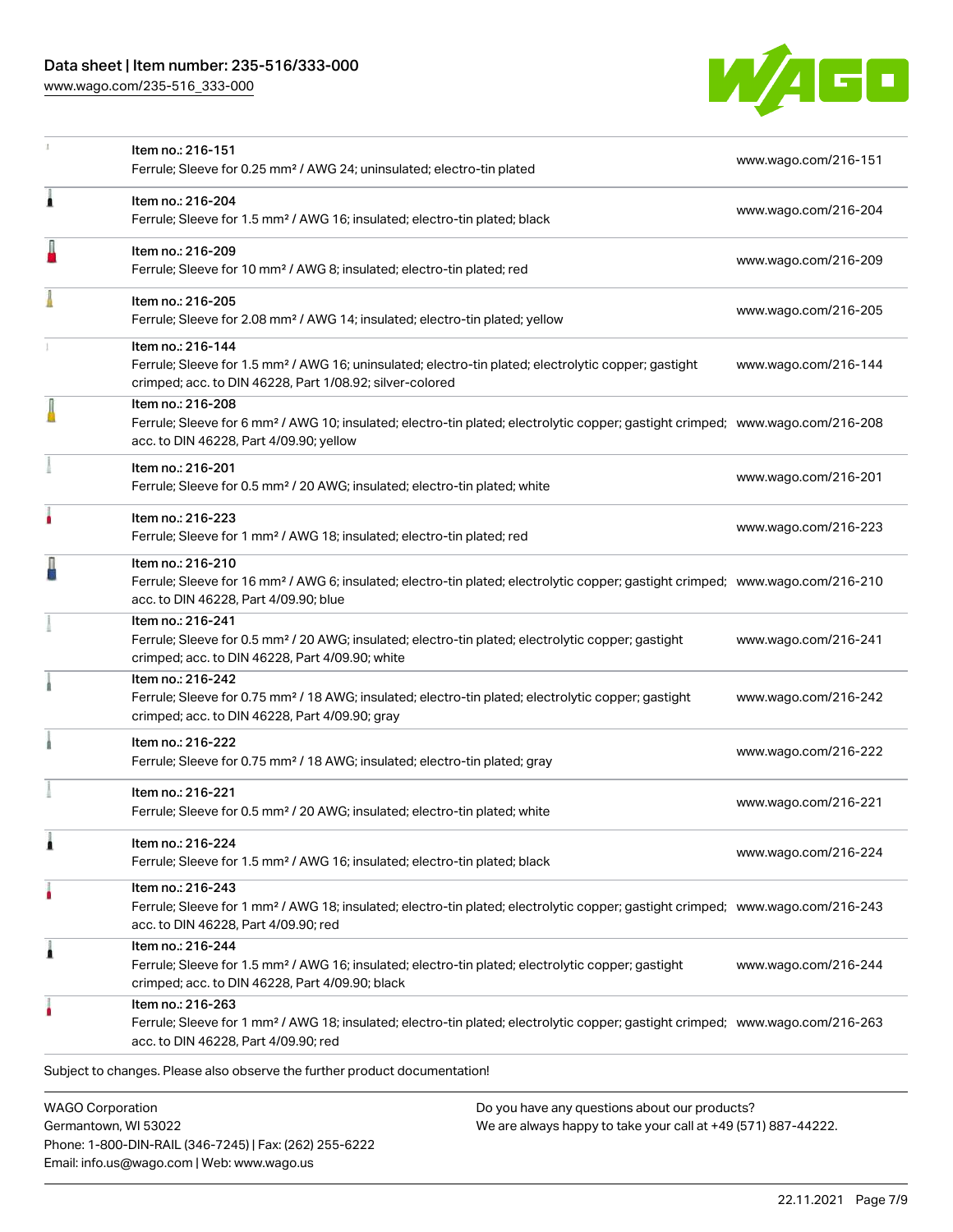| Item | Description | Link |
|---|---|---|
| | Item no.: 216-151<br>Ferrule; Sleeve for 0.25 mm² / AWG 24; uninsulated; electro-tin plated | www.wago.com/216-151 |
| | Item no.: 216-204<br>Ferrule; Sleeve for 1.5 mm² / AWG 16; insulated; electro-tin plated; black | www.wago.com/216-204 |
| | Item no.: 216-209<br>Ferrule; Sleeve for 10 mm² / AWG 8; insulated; electro-tin plated; red | www.wago.com/216-209 |
| | Item no.: 216-205<br>Ferrule; Sleeve for 2.08 mm² / AWG 14; insulated; electro-tin plated; yellow | www.wago.com/216-205 |
| | Item no.: 216-144<br>Ferrule; Sleeve for 1.5 mm² / AWG 16; uninsulated; electro-tin plated; electrolytic copper; gastight crimped; acc. to DIN 46228, Part 1/08.92; silver-colored | www.wago.com/216-144 |
| | Item no.: 216-208<br>Ferrule; Sleeve for 6 mm² / AWG 10; insulated; electro-tin plated; electrolytic copper; gastight crimped; acc. to DIN 46228, Part 4/09.90; yellow | www.wago.com/216-208 |
| | Item no.: 216-201<br>Ferrule; Sleeve for 0.5 mm² / 20 AWG; insulated; electro-tin plated; white | www.wago.com/216-201 |
| | Item no.: 216-223<br>Ferrule; Sleeve for 1 mm² / AWG 18; insulated; electro-tin plated; red | www.wago.com/216-223 |
| | Item no.: 216-210<br>Ferrule; Sleeve for 16 mm² / AWG 6; insulated; electro-tin plated; electrolytic copper; gastight crimped; acc. to DIN 46228, Part 4/09.90; blue | www.wago.com/216-210 |
| | Item no.: 216-241<br>Ferrule; Sleeve for 0.5 mm² / 20 AWG; insulated; electro-tin plated; electrolytic copper; gastight crimped; acc. to DIN 46228, Part 4/09.90; white | www.wago.com/216-241 |
| | Item no.: 216-242<br>Ferrule; Sleeve for 0.75 mm² / 18 AWG; insulated; electro-tin plated; electrolytic copper; gastight crimped; acc. to DIN 46228, Part 4/09.90; gray | www.wago.com/216-242 |
| | Item no.: 216-222<br>Ferrule; Sleeve for 0.75 mm² / 18 AWG; insulated; electro-tin plated; gray | www.wago.com/216-222 |
| | Item no.: 216-221<br>Ferrule; Sleeve for 0.5 mm² / 20 AWG; insulated; electro-tin plated; white | www.wago.com/216-221 |
| | Item no.: 216-224<br>Ferrule; Sleeve for 1.5 mm² / AWG 16; insulated; electro-tin plated; black | www.wago.com/216-224 |
| | Item no.: 216-243<br>Ferrule; Sleeve for 1 mm² / AWG 18; insulated; electro-tin plated; electrolytic copper; gastight crimped; acc. to DIN 46228, Part 4/09.90; red | www.wago.com/216-243 |
| | Item no.: 216-244<br>Ferrule; Sleeve for 1.5 mm² / AWG 16; insulated; electro-tin plated; electrolytic copper; gastight crimped; acc. to DIN 46228, Part 4/09.90; black | www.wago.com/216-244 |
| | Item no.: 216-263<br>Ferrule; Sleeve for 1 mm² / AWG 18; insulated; electro-tin plated; electrolytic copper; gastight crimped; acc. to DIN 46228, Part 4/09.90; red | www.wago.com/216-263 |

Subject to changes. Please also observe the further product documentation!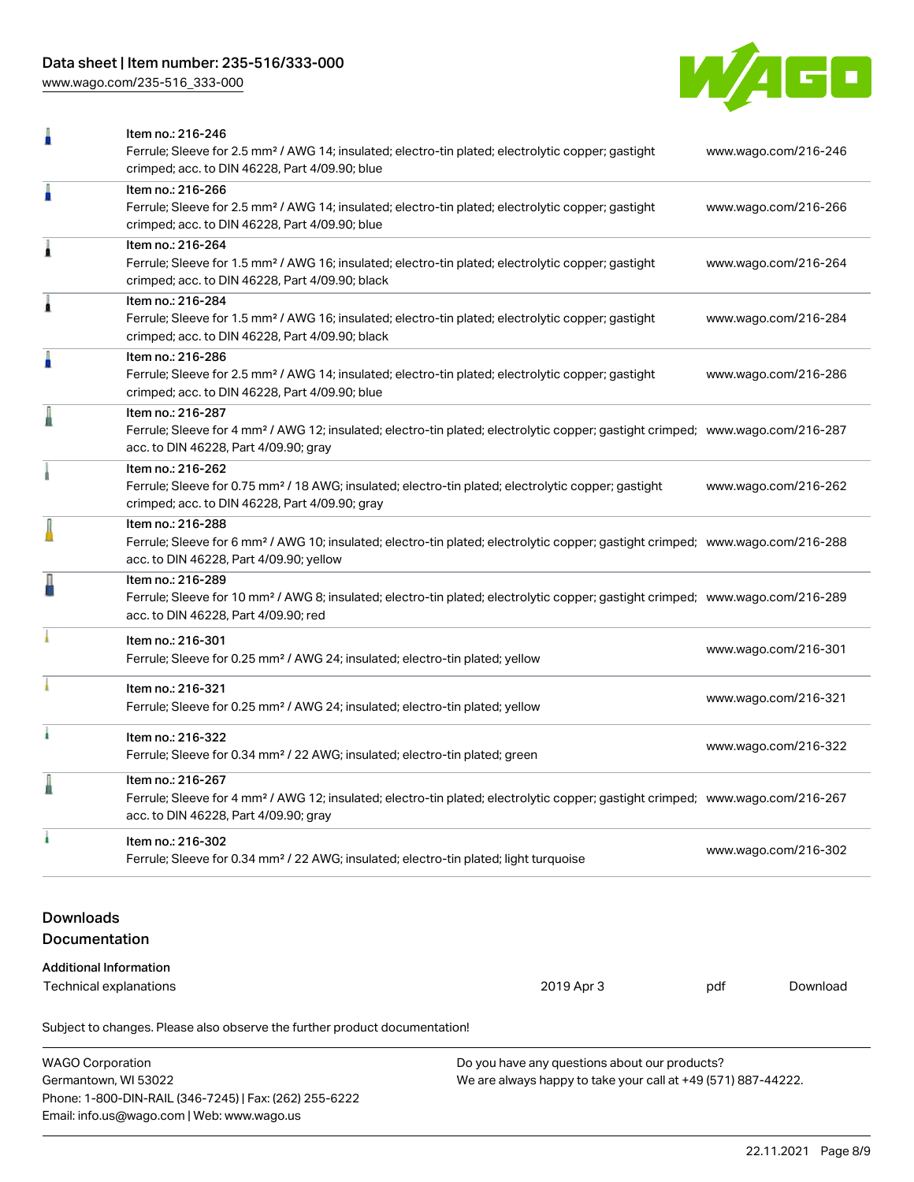| Item | Description | Link |
|---|---|---|
| Item no.: 216-246 | Ferrule; Sleeve for 2.5 mm² / AWG 14; insulated; electro-tin plated; electrolytic copper; gastight crimped; acc. to DIN 46228, Part 4/09.90; blue | www.wago.com/216-246 |
| Item no.: 216-266 | Ferrule; Sleeve for 2.5 mm² / AWG 14; insulated; electro-tin plated; electrolytic copper; gastight crimped; acc. to DIN 46228, Part 4/09.90; blue | www.wago.com/216-266 |
| Item no.: 216-264 | Ferrule; Sleeve for 1.5 mm² / AWG 16; insulated; electro-tin plated; electrolytic copper; gastight crimped; acc. to DIN 46228, Part 4/09.90; black | www.wago.com/216-264 |
| Item no.: 216-284 | Ferrule; Sleeve for 1.5 mm² / AWG 16; insulated; electro-tin plated; electrolytic copper; gastight crimped; acc. to DIN 46228, Part 4/09.90; black | www.wago.com/216-284 |
| Item no.: 216-286 | Ferrule; Sleeve for 2.5 mm² / AWG 14; insulated; electro-tin plated; electrolytic copper; gastight crimped; acc. to DIN 46228, Part 4/09.90; blue | www.wago.com/216-286 |
| Item no.: 216-287 | Ferrule; Sleeve for 4 mm² / AWG 12; insulated; electro-tin plated; electrolytic copper; gastight crimped; acc. to DIN 46228, Part 4/09.90; gray | www.wago.com/216-287 |
| Item no.: 216-262 | Ferrule; Sleeve for 0.75 mm² / 18 AWG; insulated; electro-tin plated; electrolytic copper; gastight crimped; acc. to DIN 46228, Part 4/09.90; gray | www.wago.com/216-262 |
| Item no.: 216-288 | Ferrule; Sleeve for 6 mm² / AWG 10; insulated; electro-tin plated; electrolytic copper; gastight crimped; acc. to DIN 46228, Part 4/09.90; yellow | www.wago.com/216-288 |
| Item no.: 216-289 | Ferrule; Sleeve for 10 mm² / AWG 8; insulated; electro-tin plated; electrolytic copper; gastight crimped; acc. to DIN 46228, Part 4/09.90; red | www.wago.com/216-289 |
| Item no.: 216-301 | Ferrule; Sleeve for 0.25 mm² / AWG 24; insulated; electro-tin plated; yellow | www.wago.com/216-301 |
| Item no.: 216-321 | Ferrule; Sleeve for 0.25 mm² / AWG 24; insulated; electro-tin plated; yellow | www.wago.com/216-321 |
| Item no.: 216-322 | Ferrule; Sleeve for 0.34 mm² / 22 AWG; insulated; electro-tin plated; green | www.wago.com/216-322 |
| Item no.: 216-267 | Ferrule; Sleeve for 4 mm² / AWG 12; insulated; electro-tin plated; electrolytic copper; gastight crimped; acc. to DIN 46228, Part 4/09.90; gray | www.wago.com/216-267 |
| Item no.: 216-302 | Ferrule; Sleeve for 0.34 mm² / 22 AWG; insulated; electro-tin plated; light turquoise | www.wago.com/216-302 |

## Downloads

### Documentation

**Additional Information**

| | | | |
|---|---|---|---|
| Technical explanations | 2019 Apr 3 | pdf | Download |

Subject to changes. Please also observe the further product documentation!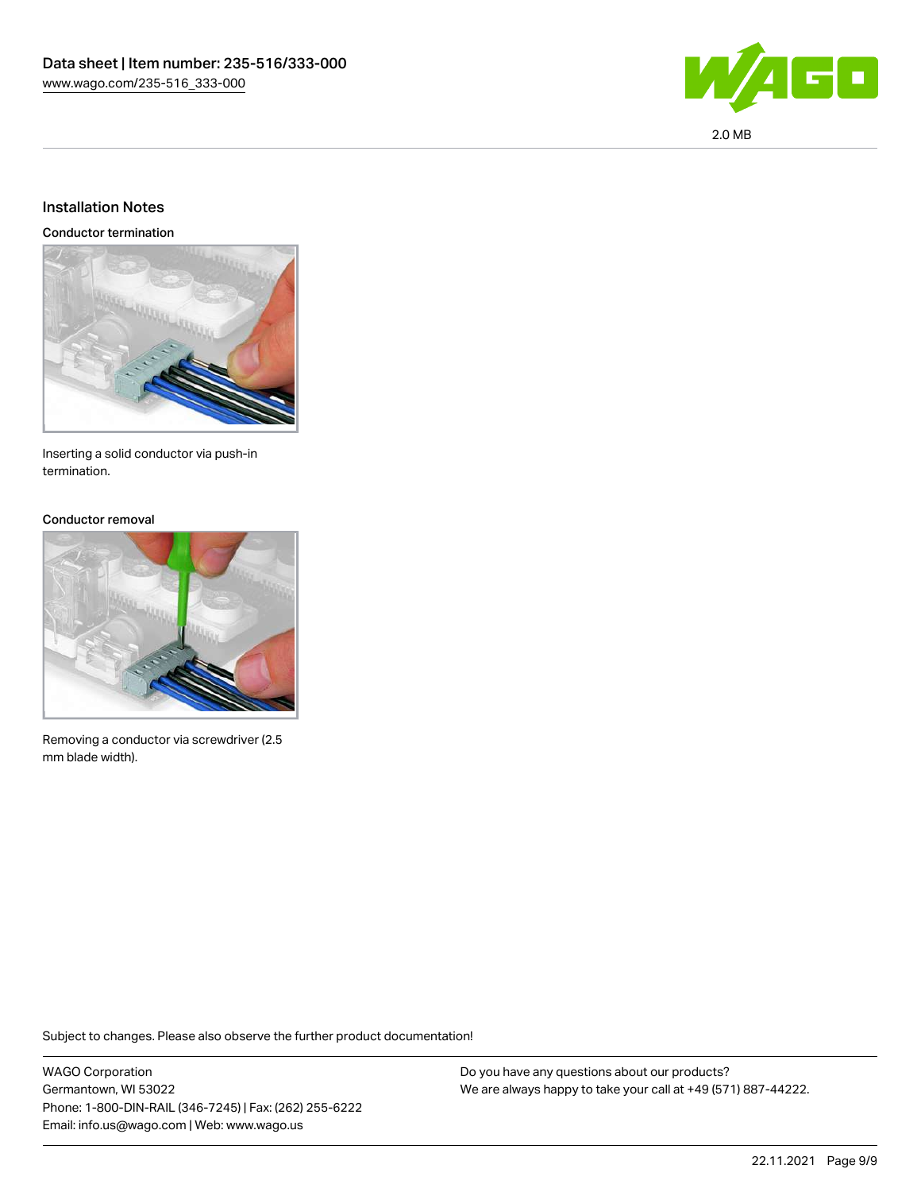## Installation Notes

### Conductor termination

Inserting a solid conductor via push-in termination.

### Conductor removal

Removing a conductor via screwdriver (2.5 mm blade width).

Subject to changes. Please also observe the further product documentation!

WAGO Corporation
Germantown, WI 53022
Phone: 1-800-DIN-RAIL (346-7245) | Fax: (262) 255-6222
Email: info.us@wago.com | Web: www.wago.us

Do you have any questions about our products?
We are always happy to take your call at +49 (571) 887-44222.